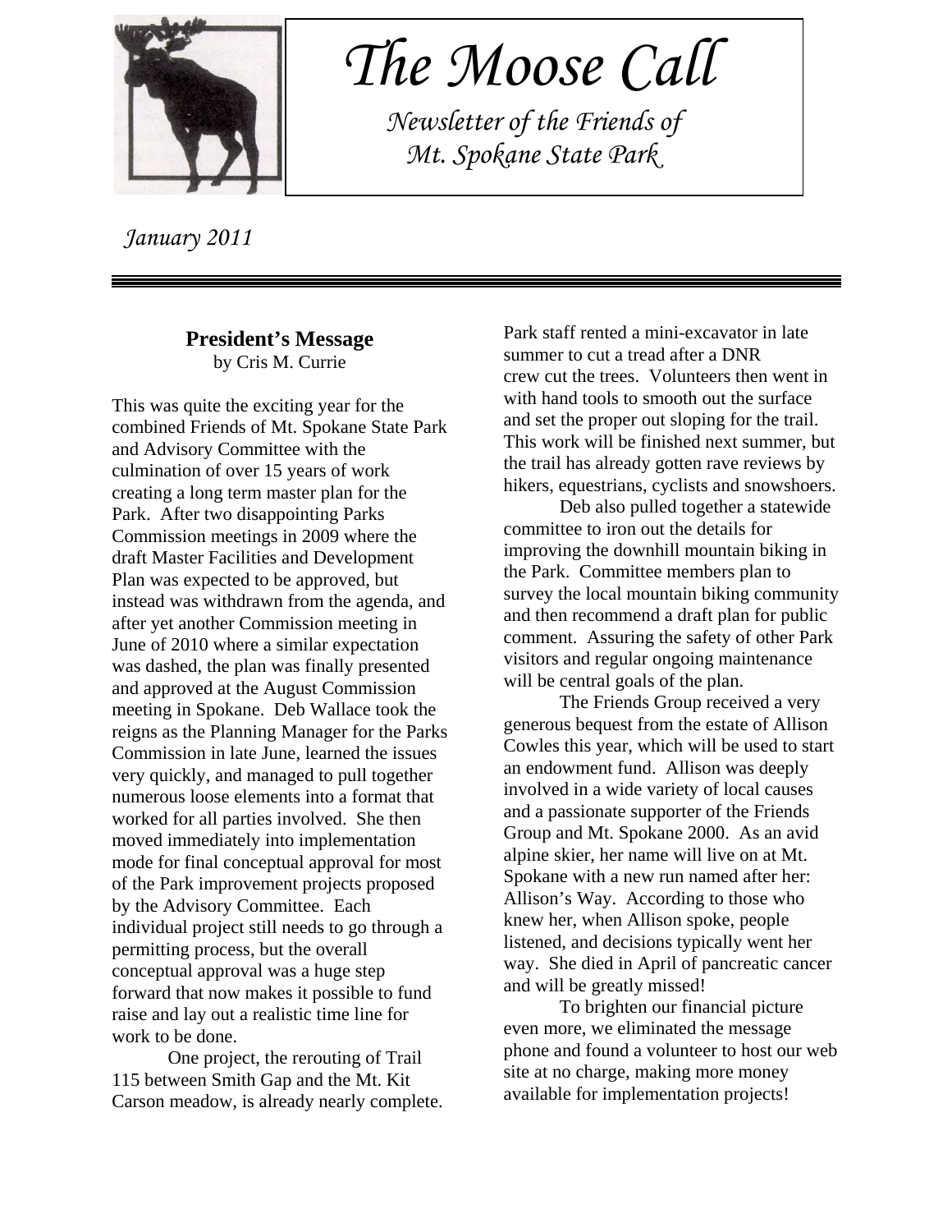# The Moose Call

*Newsletter of the Friends of Mt. Spokane State Park*

*January 2011*

---

## President's Message

by Cris M. Currie

This was quite the exciting year for the combined Friends of Mt. Spokane State Park and Advisory Committee with the culmination of over 15 years of work creating a long term master plan for the Park. After two disappointing Parks Commission meetings in 2009 where the draft Master Facilities and Development Plan was expected to be approved, but instead was withdrawn from the agenda, and after yet another Commission meeting in June of 2010 where a similar expectation was dashed, the plan was finally presented and approved at the August Commission meeting in Spokane. Deb Wallace took the reigns as the Planning Manager for the Parks Commission in late June, learned the issues very quickly, and managed to pull together numerous loose elements into a format that worked for all parties involved. She then moved immediately into implementation mode for final conceptual approval for most of the Park improvement projects proposed by the Advisory Committee. Each individual project still needs to go through a permitting process, but the overall conceptual approval was a huge step forward that now makes it possible to fund raise and lay out a realistic time line for work to be done.

One project, the rerouting of Trail 115 between Smith Gap and the Mt. Kit Carson meadow, is already nearly complete. Park staff rented a mini-excavator in late summer to cut a tread after a DNR crew cut the trees. Volunteers then went in with hand tools to smooth out the surface and set the proper out sloping for the trail. This work will be finished next summer, but the trail has already gotten rave reviews by hikers, equestrians, cyclists and snowshoers.

Deb also pulled together a statewide committee to iron out the details for improving the downhill mountain biking in the Park. Committee members plan to survey the local mountain biking community and then recommend a draft plan for public comment. Assuring the safety of other Park visitors and regular ongoing maintenance will be central goals of the plan.

The Friends Group received a very generous bequest from the estate of Allison Cowles this year, which will be used to start an endowment fund. Allison was deeply involved in a wide variety of local causes and a passionate supporter of the Friends Group and Mt. Spokane 2000. As an avid alpine skier, her name will live on at Mt. Spokane with a new run named after her: Allison's Way. According to those who knew her, when Allison spoke, people listened, and decisions typically went her way. She died in April of pancreatic cancer and will be greatly missed!

To brighten our financial picture even more, we eliminated the message phone and found a volunteer to host our web site at no charge, making more money available for implementation projects!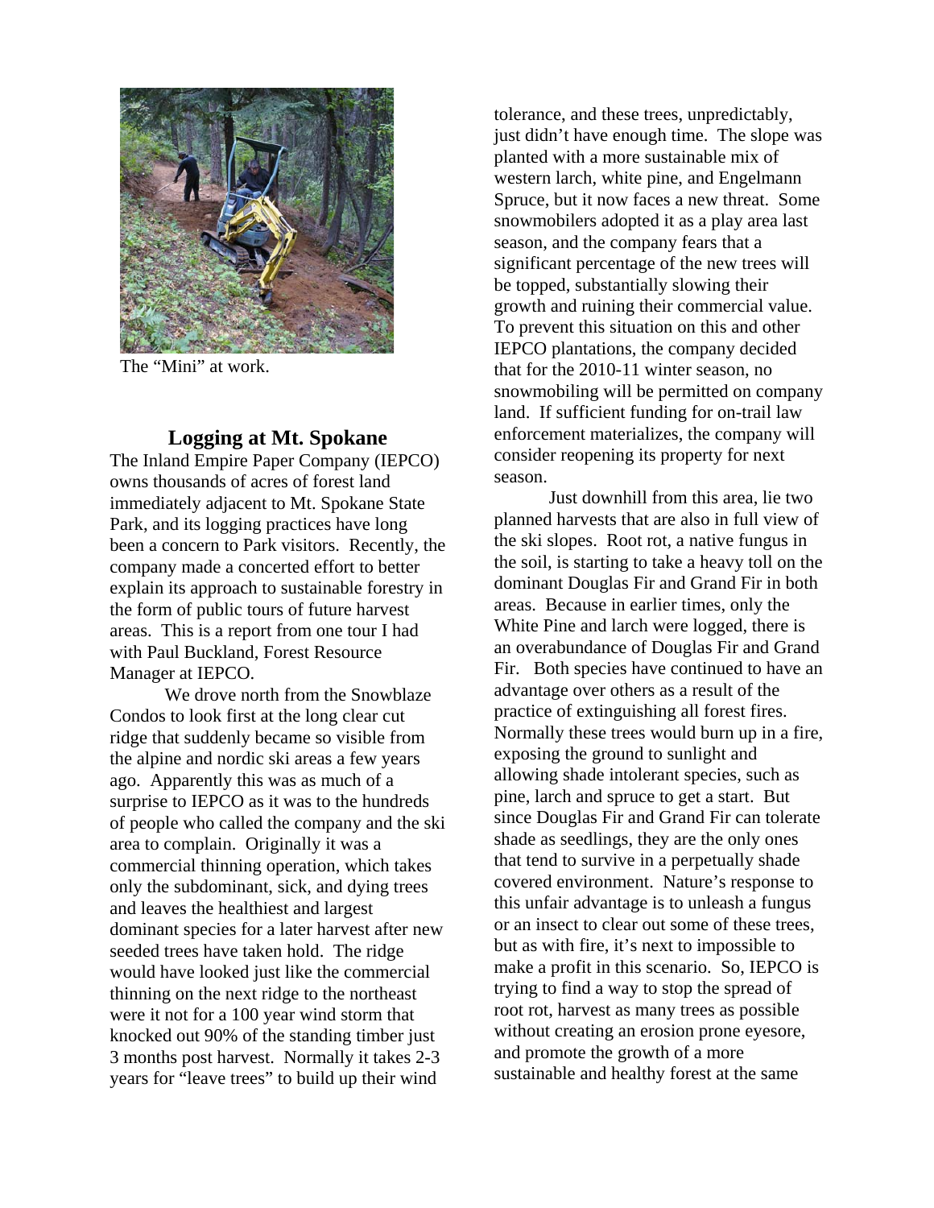The "Mini" at work.

## Logging at Mt. Spokane

The Inland Empire Paper Company (IEPCO) owns thousands of acres of forest land immediately adjacent to Mt. Spokane State Park, and its logging practices have long been a concern to Park visitors. Recently, the company made a concerted effort to better explain its approach to sustainable forestry in the form of public tours of future harvest areas. This is a report from one tour I had with Paul Buckland, Forest Resource Manager at IEPCO.

We drove north from the Snowblaze Condos to look first at the long clear cut ridge that suddenly became so visible from the alpine and nordic ski areas a few years ago. Apparently this was as much of a surprise to IEPCO as it was to the hundreds of people who called the company and the ski area to complain. Originally it was a commercial thinning operation, which takes only the subdominant, sick, and dying trees and leaves the healthiest and largest dominant species for a later harvest after new seeded trees have taken hold. The ridge would have looked just like the commercial thinning on the next ridge to the northeast were it not for a 100 year wind storm that knocked out 90% of the standing timber just 3 months post harvest. Normally it takes 2-3 years for "leave trees" to build up their wind tolerance, and these trees, unpredictably, just didn't have enough time. The slope was planted with a more sustainable mix of western larch, white pine, and Engelmann Spruce, but it now faces a new threat. Some snowmobilers adopted it as a play area last season, and the company fears that a significant percentage of the new trees will be topped, substantially slowing their growth and ruining their commercial value. To prevent this situation on this and other IEPCO plantations, the company decided that for the 2010-11 winter season, no snowmobiling will be permitted on company land. If sufficient funding for on-trail law enforcement materializes, the company will consider reopening its property for next season.

Just downhill from this area, lie two planned harvests that are also in full view of the ski slopes. Root rot, a native fungus in the soil, is starting to take a heavy toll on the dominant Douglas Fir and Grand Fir in both areas. Because in earlier times, only the White Pine and larch were logged, there is an overabundance of Douglas Fir and Grand Fir. Both species have continued to have an advantage over others as a result of the practice of extinguishing all forest fires. Normally these trees would burn up in a fire, exposing the ground to sunlight and allowing shade intolerant species, such as pine, larch and spruce to get a start. But since Douglas Fir and Grand Fir can tolerate shade as seedlings, they are the only ones that tend to survive in a perpetually shade covered environment. Nature's response to this unfair advantage is to unleash a fungus or an insect to clear out some of these trees, but as with fire, it's next to impossible to make a profit in this scenario. So, IEPCO is trying to find a way to stop the spread of root rot, harvest as many trees as possible without creating an erosion prone eyesore, and promote the growth of a more sustainable and healthy forest at the same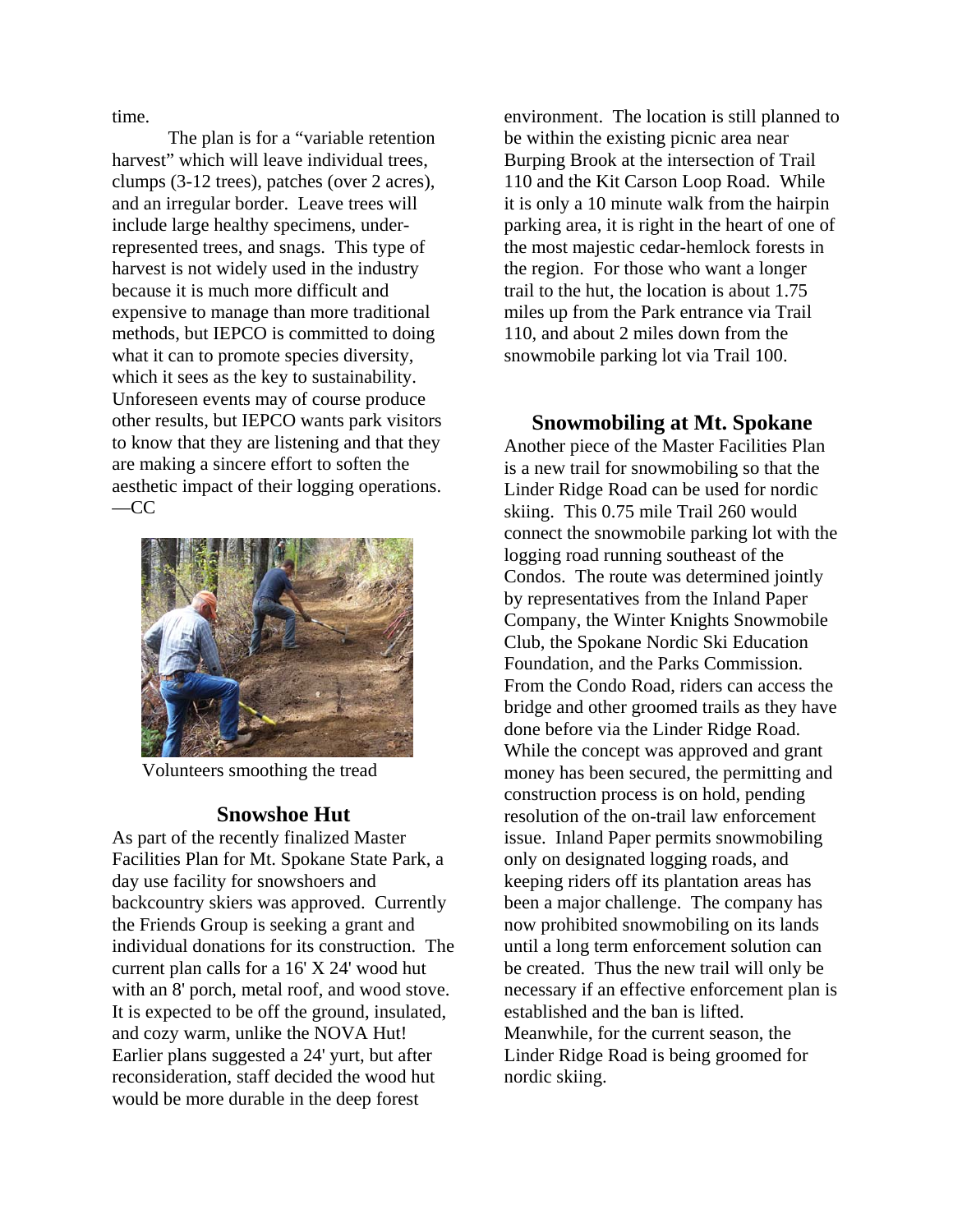time.

The plan is for a "variable retention harvest" which will leave individual trees, clumps (3-12 trees), patches (over 2 acres), and an irregular border. Leave trees will include large healthy specimens, under-represented trees, and snags. This type of harvest is not widely used in the industry because it is much more difficult and expensive to manage than more traditional methods, but IEPCO is committed to doing what it can to promote species diversity, which it sees as the key to sustainability. Unforeseen events may of course produce other results, but IEPCO wants park visitors to know that they are listening and that they are making a sincere effort to soften the aesthetic impact of their logging operations. —CC

Volunteers smoothing the tread

## Snowshoe Hut

As part of the recently finalized Master Facilities Plan for Mt. Spokane State Park, a day use facility for snowshoers and backcountry skiers was approved. Currently the Friends Group is seeking a grant and individual donations for its construction. The current plan calls for a 16' X 24' wood hut with an 8' porch, metal roof, and wood stove. It is expected to be off the ground, insulated, and cozy warm, unlike the NOVA Hut! Earlier plans suggested a 24' yurt, but after reconsideration, staff decided the wood hut would be more durable in the deep forest environment. The location is still planned to be within the existing picnic area near Burping Brook at the intersection of Trail 110 and the Kit Carson Loop Road. While it is only a 10 minute walk from the hairpin parking area, it is right in the heart of one of the most majestic cedar-hemlock forests in the region. For those who want a longer trail to the hut, the location is about 1.75 miles up from the Park entrance via Trail 110, and about 2 miles down from the snowmobile parking lot via Trail 100.

## Snowmobiling at Mt. Spokane

Another piece of the Master Facilities Plan is a new trail for snowmobiling so that the Linder Ridge Road can be used for nordic skiing. This 0.75 mile Trail 260 would connect the snowmobile parking lot with the logging road running southeast of the Condos. The route was determined jointly by representatives from the Inland Paper Company, the Winter Knights Snowmobile Club, the Spokane Nordic Ski Education Foundation, and the Parks Commission. From the Condo Road, riders can access the bridge and other groomed trails as they have done before via the Linder Ridge Road. While the concept was approved and grant money has been secured, the permitting and construction process is on hold, pending resolution of the on-trail law enforcement issue. Inland Paper permits snowmobiling only on designated logging roads, and keeping riders off its plantation areas has been a major challenge. The company has now prohibited snowmobiling on its lands until a long term enforcement solution can be created. Thus the new trail will only be necessary if an effective enforcement plan is established and the ban is lifted. Meanwhile, for the current season, the Linder Ridge Road is being groomed for nordic skiing.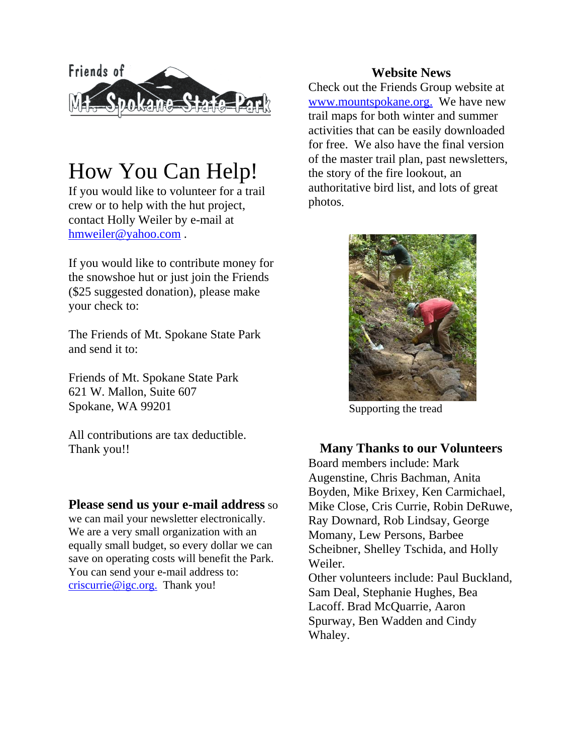Friends of Mt. Spokane State Park

# How You Can Help!

If you would like to volunteer for a trail crew or to help with the hut project, contact Holly Weiler by e-mail at hmweiler@yahoo.com .

If you would like to contribute money for the snowshoe hut or just join the Friends ($25 suggested donation), please make your check to:

The Friends of Mt. Spokane State Park and send it to:

Friends of Mt. Spokane State Park
621 W. Mallon, Suite 607
Spokane, WA 99201

All contributions are tax deductible.
Thank you!!

**Please send us your e-mail address** so we can mail your newsletter electronically. We are a very small organization with an equally small budget, so every dollar we can save on operating costs will benefit the Park. You can send your e-mail address to: criscurrie@igc.org. Thank you!

## Website News

Check out the Friends Group website at www.mountspokane.org. We have new trail maps for both winter and summer activities that can be easily downloaded for free. We also have the final version of the master trail plan, past newsletters, the story of the fire lookout, an authoritative bird list, and lots of great photos.

Supporting the tread

## Many Thanks to our Volunteers

Board members include: Mark Augenstine, Chris Bachman, Anita Boyden, Mike Brixey, Ken Carmichael, Mike Close, Cris Currie, Robin DeRuwe, Ray Downard, Rob Lindsay, George Momany, Lew Persons, Barbee Scheibner, Shelley Tschida, and Holly Weiler.

Other volunteers include: Paul Buckland, Sam Deal, Stephanie Hughes, Bea Lacoff. Brad McQuarrie, Aaron Spurway, Ben Wadden and Cindy Whaley.